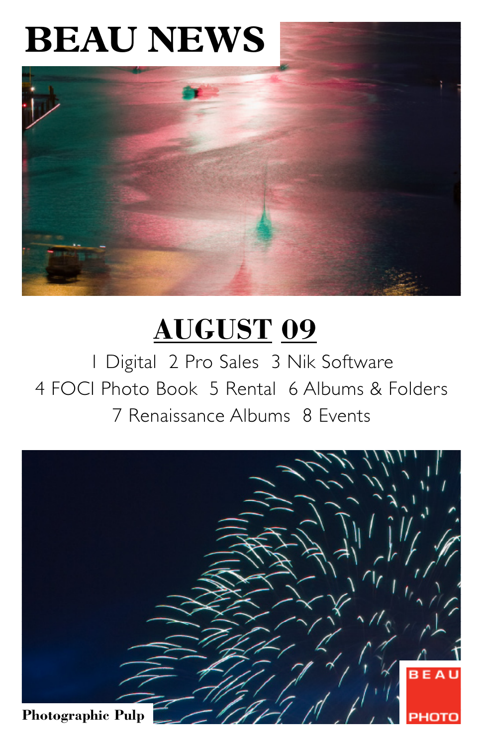# BEAU NEWS

## AUGUST 09

1 Digital 2 Pro Sales 3 Nik Software
4 FOCI Photo Book 5 Rental 6 Albums & Folders
7 Renaissance Albums 8 Events

**Photographic Pulp**

BEAU PHOTO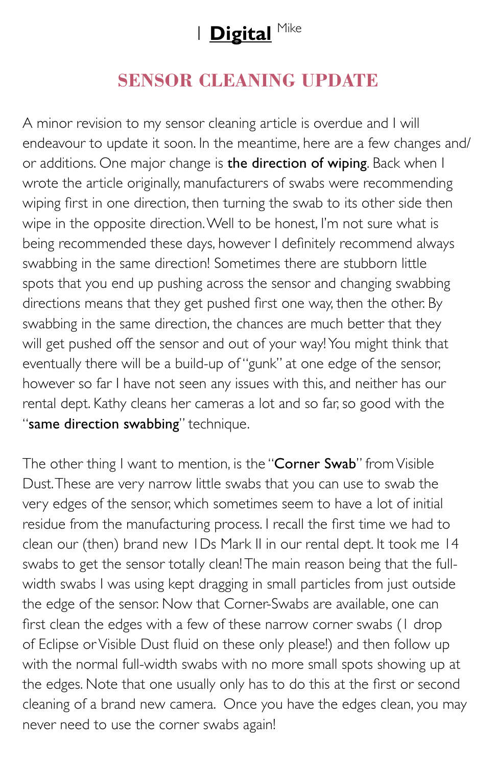| **Digital** Mike

## SENSOR CLEANING UPDATE

A minor revision to my sensor cleaning article is overdue and I will endeavour to update it soon. In the meantime, here are a few changes and/ or additions. One major change is **the direction of wiping**. Back when I wrote the article originally, manufacturers of swabs were recommending wiping first in one direction, then turning the swab to its other side then wipe in the opposite direction. Well to be honest, I'm not sure what is being recommended these days, however I definitely recommend always swabbing in the same direction! Sometimes there are stubborn little spots that you end up pushing across the sensor and changing swabbing directions means that they get pushed first one way, then the other. By swabbing in the same direction, the chances are much better that they will get pushed off the sensor and out of your way! You might think that eventually there will be a build-up of "gunk" at one edge of the sensor, however so far I have not seen any issues with this, and neither has our rental dept. Kathy cleans her cameras a lot and so far, so good with the "**same direction swabbing**" technique.

The other thing I want to mention, is the "**Corner Swab**" from Visible Dust. These are very narrow little swabs that you can use to swab the very edges of the sensor, which sometimes seem to have a lot of initial residue from the manufacturing process. I recall the first time we had to clean our (then) brand new 1Ds Mark II in our rental dept. It took me 14 swabs to get the sensor totally clean! The main reason being that the full-width swabs I was using kept dragging in small particles from just outside the edge of the sensor. Now that Corner-Swabs are available, one can first clean the edges with a few of these narrow corner swabs (1 drop of Eclipse or Visible Dust fluid on these only please!) and then follow up with the normal full-width swabs with no more small spots showing up at the edges. Note that one usually only has to do this at the first or second cleaning of a brand new camera. Once you have the edges clean, you may never need to use the corner swabs again!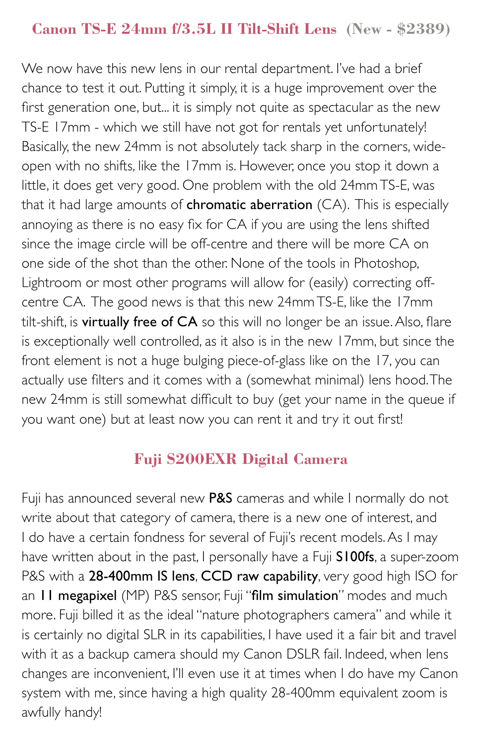## Canon TS-E 24mm f/3.5L II Tilt-Shift Lens (New - $2389)

We now have this new lens in our rental department. I've had a brief chance to test it out. Putting it simply, it is a huge improvement over the first generation one, but... it is simply not quite as spectacular as the new TS-E 17mm - which we still have not got for rentals yet unfortunately! Basically, the new 24mm is not absolutely tack sharp in the corners, wide-open with no shifts, like the 17mm is. However, once you stop it down a little, it does get very good. One problem with the old 24mm TS-E, was that it had large amounts of **chromatic aberration** (CA). This is especially annoying as there is no easy fix for CA if you are using the lens shifted since the image circle will be off-centre and there will be more CA on one side of the shot than the other. None of the tools in Photoshop, Lightroom or most other programs will allow for (easily) correcting off-centre CA. The good news is that this new 24mm TS-E, like the 17mm tilt-shift, is **virtually free of CA** so this will no longer be an issue. Also, flare is exceptionally well controlled, as it also is in the new 17mm, but since the front element is not a huge bulging piece-of-glass like on the 17, you can actually use filters and it comes with a (somewhat minimal) lens hood. The new 24mm is still somewhat difficult to buy (get your name in the queue if you want one) but at least now you can rent it and try it out first!

## Fuji S200EXR Digital Camera

Fuji has announced several new **P&S** cameras and while I normally do not write about that category of camera, there is a new one of interest, and I do have a certain fondness for several of Fuji's recent models. As I may have written about in the past, I personally have a Fuji **S100fs**, a super-zoom P&S with a **28-400mm IS lens**, **CCD raw capability**, very good high ISO for an **11 megapixel** (MP) P&S sensor, Fuji "**film simulation**" modes and much more. Fuji billed it as the ideal "nature photographers camera" and while it is certainly no digital SLR in its capabilities, I have used it a fair bit and travel with it as a backup camera should my Canon DSLR fail. Indeed, when lens changes are inconvenient, I'll even use it at times when I do have my Canon system with me, since having a high quality 28-400mm equivalent zoom is awfully handy!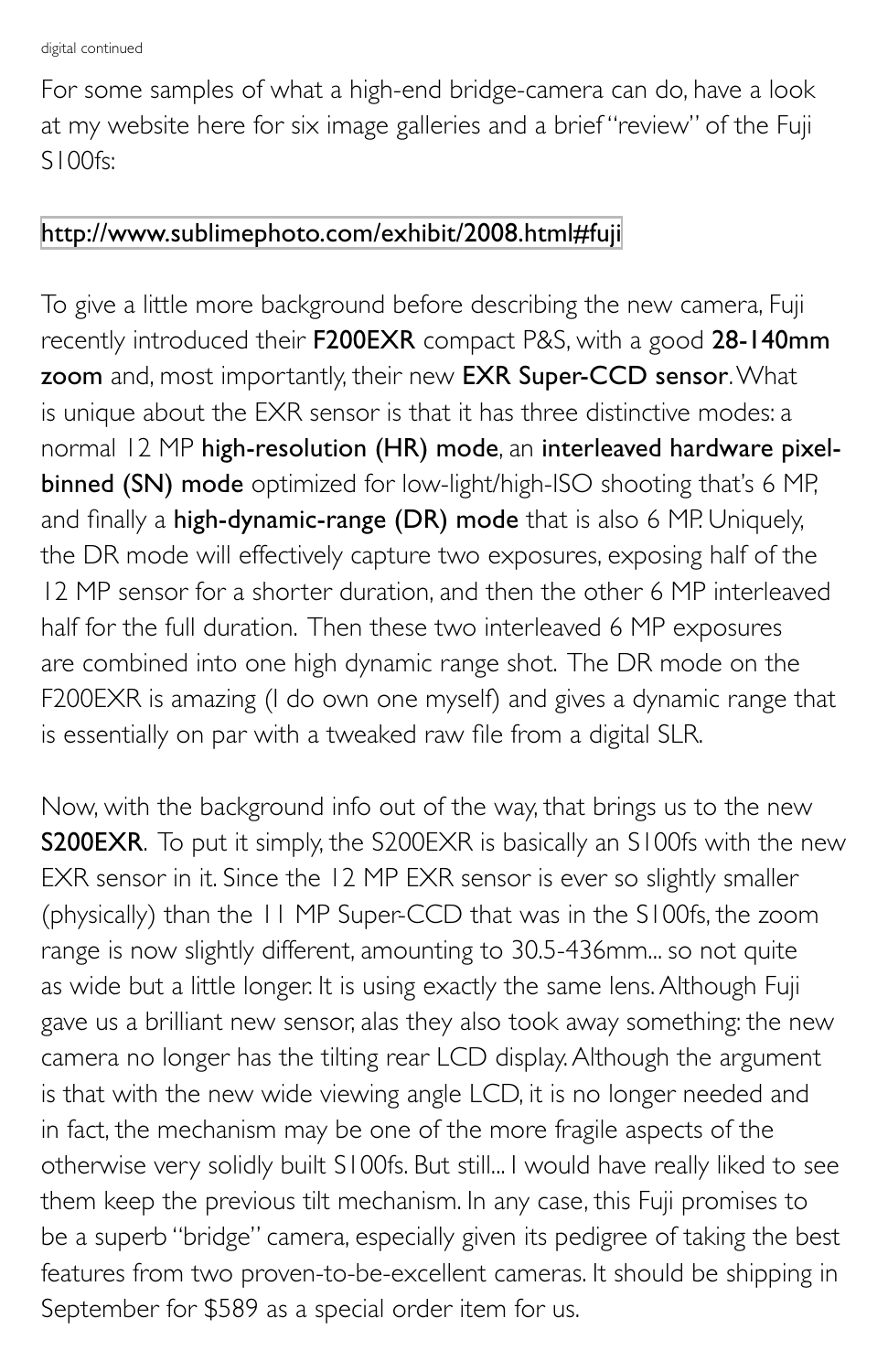digital continued

For some samples of what a high-end bridge-camera can do, have a look at my website here for six image galleries and a brief "review" of the Fuji S100fs:

http://www.sublimephoto.com/exhibit/2008.html#fuji

To give a little more background before describing the new camera, Fuji recently introduced their **F200EXR** compact P&S, with a good **28-140mm zoom** and, most importantly, their new **EXR Super-CCD sensor**. What is unique about the EXR sensor is that it has three distinctive modes: a normal 12 MP **high-resolution (HR) mode**, an **interleaved hardware pixel-binned (SN) mode** optimized for low-light/high-ISO shooting that's 6 MP, and finally a **high-dynamic-range (DR) mode** that is also 6 MP. Uniquely, the DR mode will effectively capture two exposures, exposing half of the 12 MP sensor for a shorter duration, and then the other 6 MP interleaved half for the full duration. Then these two interleaved 6 MP exposures are combined into one high dynamic range shot. The DR mode on the F200EXR is amazing (I do own one myself) and gives a dynamic range that is essentially on par with a tweaked raw file from a digital SLR.

Now, with the background info out of the way, that brings us to the new **S200EXR**. To put it simply, the S200EXR is basically an S100fs with the new EXR sensor in it. Since the 12 MP EXR sensor is ever so slightly smaller (physically) than the 11 MP Super-CCD that was in the S100fs, the zoom range is now slightly different, amounting to 30.5-436mm... so not quite as wide but a little longer. It is using exactly the same lens. Although Fuji gave us a brilliant new sensor, alas they also took away something: the new camera no longer has the tilting rear LCD display. Although the argument is that with the new wide viewing angle LCD, it is no longer needed and in fact, the mechanism may be one of the more fragile aspects of the otherwise very solidly built S100fs. But still... I would have really liked to see them keep the previous tilt mechanism. In any case, this Fuji promises to be a superb "bridge" camera, especially given its pedigree of taking the best features from two proven-to-be-excellent cameras. It should be shipping in September for $589 as a special order item for us.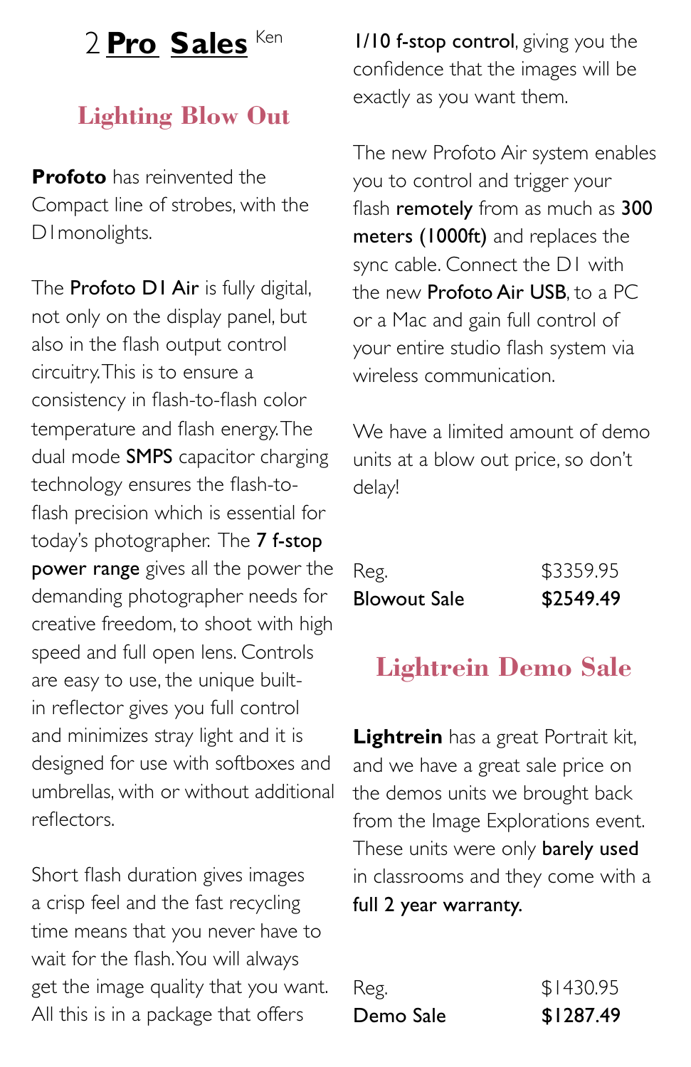# 2 **Pro Sales** Ken

## Lighting Blow Out

**Profoto** has reinvented the Compact line of strobes, with the D1monolights.

The **Profoto D1 Air** is fully digital, not only on the display panel, but also in the flash output control circuitry. This is to ensure a consistency in flash-to-flash color temperature and flash energy. The dual mode **SMPS** capacitor charging technology ensures the flash-to-flash precision which is essential for today's photographer. The **7 f-stop power range** gives all the power the demanding photographer needs for creative freedom, to shoot with high speed and full open lens. Controls are easy to use, the unique built-in reflector gives you full control and minimizes stray light and it is designed for use with softboxes and umbrellas, with or without additional reflectors.

Short flash duration gives images a crisp feel and the fast recycling time means that you never have to wait for the flash. You will always get the image quality that you want. All this is in a package that offers **1/10 f-stop control**, giving you the confidence that the images will be exactly as you want them.

The new Profoto Air system enables you to control and trigger your flash **remotely** from as much as **300 meters (1000ft)** and replaces the sync cable. Connect the D1 with the new **Profoto Air USB**, to a PC or a Mac and gain full control of your entire studio flash system via wireless communication.

We have a limited amount of demo units at a blow out price, so don't delay!

| | |
|---|---|
| Reg. | $3359.95 |
| **Blowout Sale** | **$2549.49** |

## Lightrein Demo Sale

**Lightrein** has a great Portrait kit, and we have a great sale price on the demos units we brought back from the Image Explorations event. These units were only **barely used** in classrooms and they come with a **full 2 year warranty.**

| | |
|---|---|
| Reg. | $1430.95 |
| **Demo Sale** | **$1287.49** |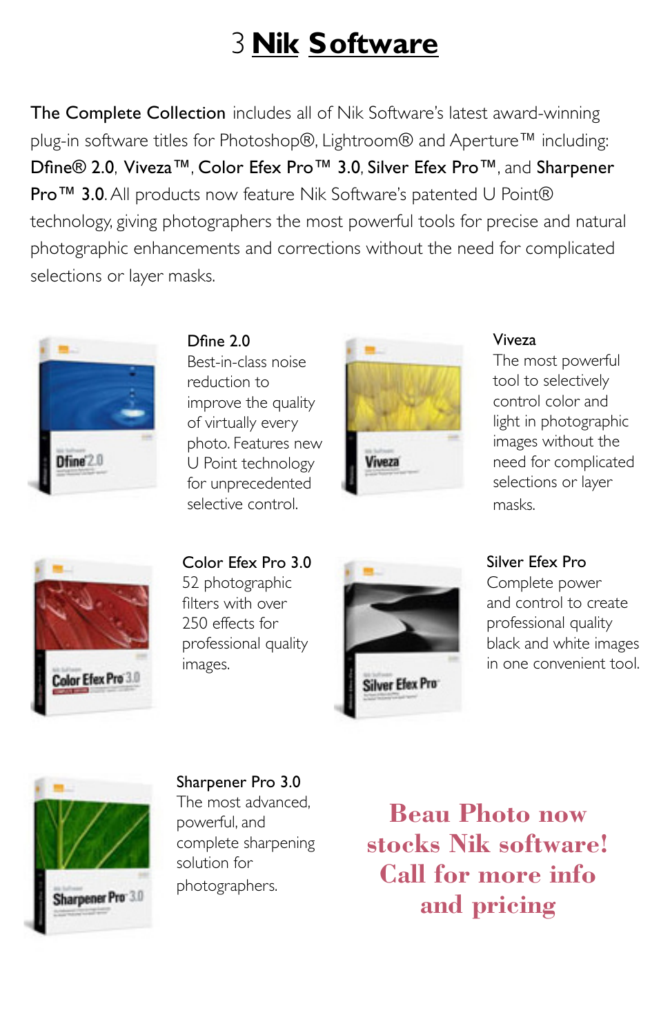# 3 **Nik Software**

**The Complete Collection** includes all of Nik Software's latest award-winning plug-in software titles for Photoshop®, Lightroom® and Aperture™ including: **Dfine® 2.0**, **Viveza™**, **Color Efex Pro™ 3.0**, **Silver Efex Pro™**, and **Sharpener Pro™ 3.0**. All products now feature Nik Software's patented U Point® technology, giving photographers the most powerful tools for precise and natural photographic enhancements and corrections without the need for complicated selections or layer masks.

**Dfine 2.0**
Best-in-class noise reduction to improve the quality of virtually every photo. Features new U Point technology for unprecedented selective control.

**Viveza**
The most powerful tool to selectively control color and light in photographic images without the need for complicated selections or layer masks.

**Color Efex Pro 3.0**
52 photographic filters with over 250 effects for professional quality images.

**Silver Efex Pro**
Complete power and control to create professional quality black and white images in one convenient tool.

**Sharpener Pro 3.0**
The most advanced, powerful, and complete sharpening solution for photographers.

**Beau Photo now stocks Nik software! Call for more info and pricing**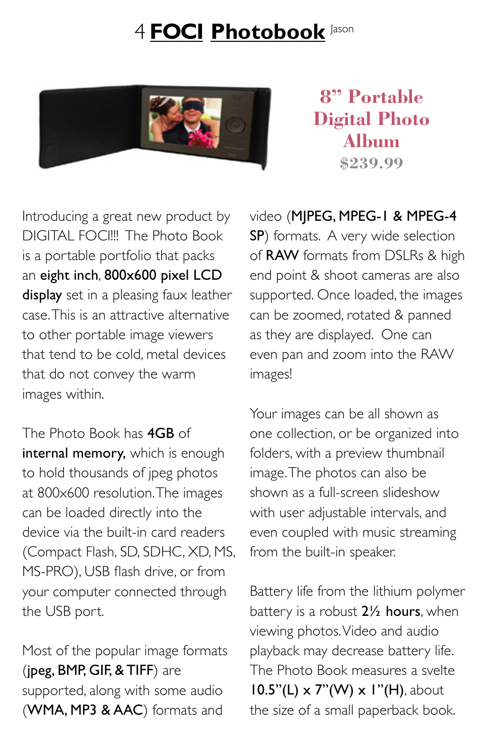# 4 **FOCI Photobook** Jason

**8" Portable Digital Photo Album**

**$239.99**

Introducing a great new product by DIGITAL FOCI!!! The Photo Book is a portable portfolio that packs an **eight inch**, **800x600 pixel LCD display** set in a pleasing faux leather case. This is an attractive alternative to other portable image viewers that tend to be cold, metal devices that do not convey the warm images within.

The Photo Book has **4GB** of **internal memory,** which is enough to hold thousands of jpeg photos at 800x600 resolution. The images can be loaded directly into the device via the built-in card readers (Compact Flash, SD, SDHC, XD, MS, MS-PRO), USB flash drive, or from your computer connected through the USB port.

Most of the popular image formats (**jpeg, BMP, GIF, & TIFF**) are supported, along with some audio (**WMA, MP3 & AAC**) formats and video (**MJPEG, MPEG-1 & MPEG-4 SP**) formats. A very wide selection of **RAW** formats from DSLRs & high end point & shoot cameras are also supported. Once loaded, the images can be zoomed, rotated & panned as they are displayed. One can even pan and zoom into the RAW images!

Your images can be all shown as one collection, or be organized into folders, with a preview thumbnail image. The photos can also be shown as a full-screen slideshow with user adjustable intervals, and even coupled with music streaming from the built-in speaker.

Battery life from the lithium polymer battery is a robust **2½ hours**, when viewing photos. Video and audio playback may decrease battery life. The Photo Book measures a svelte **10.5"(L) x 7"(W) x 1"(H)**, about the size of a small paperback book.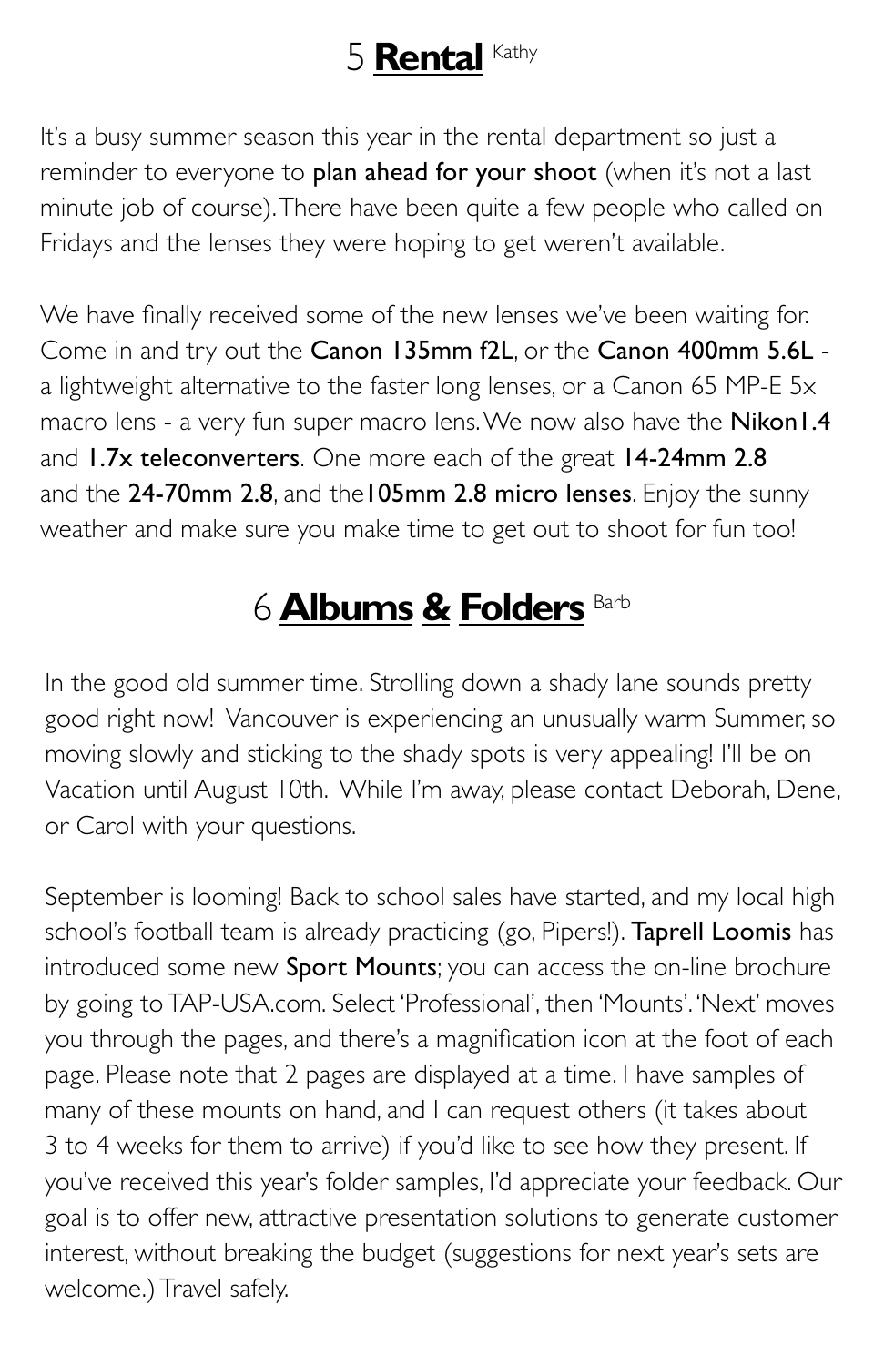## 5 **Rental** Kathy

It's a busy summer season this year in the rental department so just a reminder to everyone to **plan ahead for your shoot** (when it's not a last minute job of course). There have been quite a few people who called on Fridays and the lenses they were hoping to get weren't available.

We have finally received some of the new lenses we've been waiting for. Come in and try out the **Canon 135mm f2L**, or the **Canon 400mm 5.6L** - a lightweight alternative to the faster long lenses, or a Canon 65 MP-E 5x macro lens - a very fun super macro lens. We now also have the **Nikon1.4** and **1.7x teleconverters**. One more each of the great **14-24mm 2.8** and the **24-70mm 2.8**, and the**105mm 2.8 micro lenses**. Enjoy the sunny weather and make sure you make time to get out to shoot for fun too!

## 6 **Albums & Folders** Barb

In the good old summer time. Strolling down a shady lane sounds pretty good right now! Vancouver is experiencing an unusually warm Summer, so moving slowly and sticking to the shady spots is very appealing! I'll be on Vacation until August 10th. While I'm away, please contact Deborah, Dene, or Carol with your questions.

September is looming! Back to school sales have started, and my local high school's football team is already practicing (go, Pipers!). **Taprell Loomis** has introduced some new **Sport Mounts**; you can access the on-line brochure by going to TAP-USA.com. Select 'Professional', then 'Mounts'. 'Next' moves you through the pages, and there's a magnification icon at the foot of each page. Please note that 2 pages are displayed at a time. I have samples of many of these mounts on hand, and I can request others (it takes about 3 to 4 weeks for them to arrive) if you'd like to see how they present. If you've received this year's folder samples, I'd appreciate your feedback. Our goal is to offer new, attractive presentation solutions to generate customer interest, without breaking the budget (suggestions for next year's sets are welcome.) Travel safely.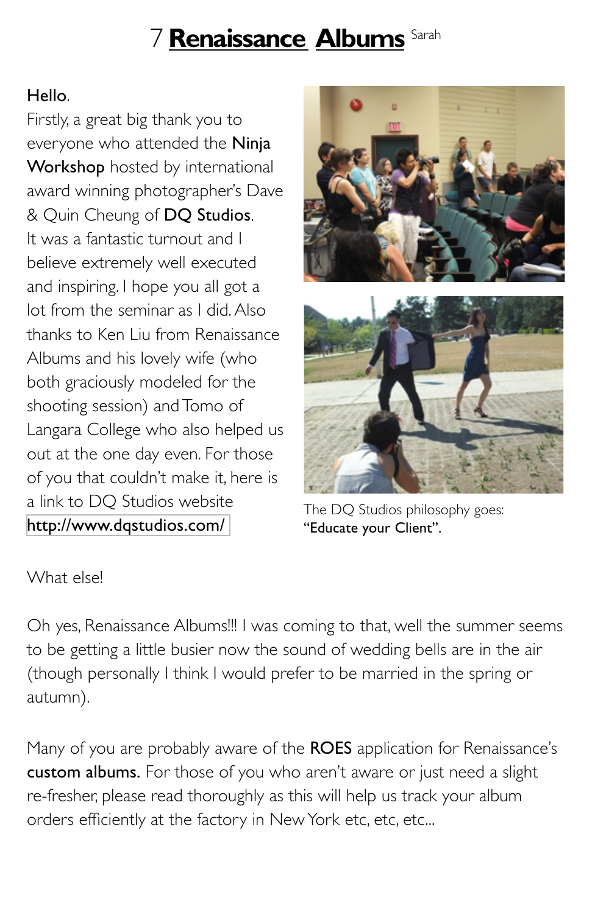# 7 **Renaissance Albums** Sarah

Hello.

Firstly, a great big thank you to everyone who attended the **Ninja Workshop** hosted by international award winning photographer's Dave & Quin Cheung of **DQ Studios**. It was a fantastic turnout and I believe extremely well executed and inspiring. I hope you all got a lot from the seminar as I did. Also thanks to Ken Liu from Renaissance Albums and his lovely wife (who both graciously modeled for the shooting session) and Tomo of Langara College who also helped us out at the one day even. For those of you that couldn't make it, here is a link to DQ Studios website http://www.dqstudios.com/

The DQ Studios philosophy goes: **"Educate your Client"**.

What else!

Oh yes, Renaissance Albums!!! I was coming to that, well the summer seems to be getting a little busier now the sound of wedding bells are in the air (though personally I think I would prefer to be married in the spring or autumn).

Many of you are probably aware of the **ROES** application for Renaissance's **custom albums.** For those of you who aren't aware or just need a slight re-fresher, please read thoroughly as this will help us track your album orders efficiently at the factory in New York etc, etc, etc...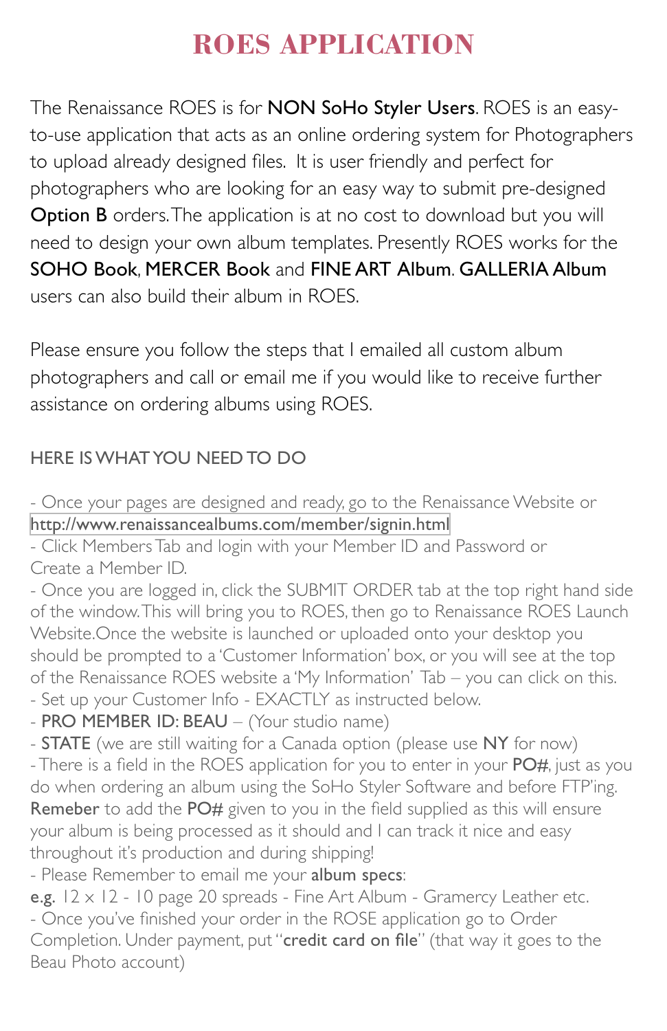# ROES APPLICATION

The Renaissance ROES is for **NON SoHo Styler Users**. ROES is an easy-to-use application that acts as an online ordering system for Photographers to upload already designed files. It is user friendly and perfect for photographers who are looking for an easy way to submit pre-designed **Option B** orders. The application is at no cost to download but you will need to design your own album templates. Presently ROES works for the **SOHO Book**, **MERCER Book** and **FINE ART Album**. **GALLERIA Album** users can also build their album in ROES.

Please ensure you follow the steps that I emailed all custom album photographers and call or email me if you would like to receive further assistance on ordering albums using ROES.

HERE IS WHAT YOU NEED TO DO

- Once your pages are designed and ready, go to the Renaissance Website or http://www.renaissancealbums.com/member/signin.html
- Click Members Tab and login with your Member ID and Password or Create a Member ID.
- Once you are logged in, click the SUBMIT ORDER tab at the top right hand side of the window. This will bring you to ROES, then go to Renaissance ROES Launch Website. Once the website is launched or uploaded onto your desktop you should be prompted to a 'Customer Information' box, or you will see at the top of the Renaissance ROES website a 'My Information' Tab – you can click on this.
- Set up your Customer Info - EXACTLY as instructed below.
- **PRO MEMBER ID: BEAU** – (Your studio name)
- **STATE** (we are still waiting for a Canada option (please use **NY** for now)
- There is a field in the ROES application for you to enter in your **PO#**, just as you do when ordering an album using the SoHo Styler Software and before FTP'ing. **Remeber** to add the **PO#** given to you in the field supplied as this will ensure your album is being processed as it should and I can track it nice and easy throughout it's production and during shipping!
- Please Remember to email me your **album specs**:
**e.g.** 12 x 12 - 10 page 20 spreads - Fine Art Album - Gramercy Leather etc.
- Once you've finished your order in the ROSE application go to Order Completion. Under payment, put "**credit card on file**" (that way it goes to the Beau Photo account)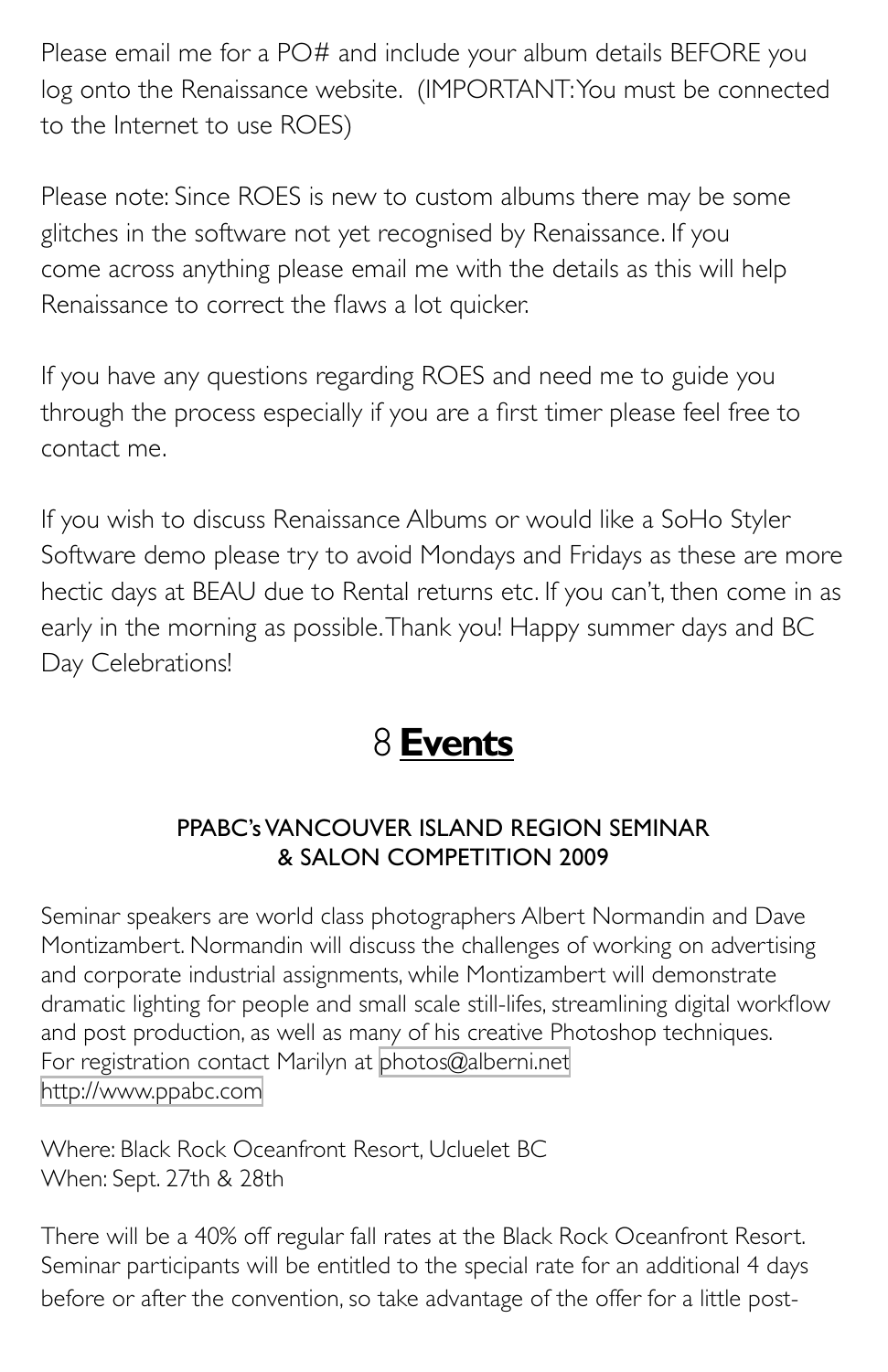Please email me for a PO# and include your album details BEFORE you log onto the Renaissance website. (IMPORTANT: You must be connected to the Internet to use ROES)

Please note: Since ROES is new to custom albums there may be some glitches in the software not yet recognised by Renaissance. If you come across anything please email me with the details as this will help Renaissance to correct the flaws a lot quicker.

If you have any questions regarding ROES and need me to guide you through the process especially if you are a first timer please feel free to contact me.

If you wish to discuss Renaissance Albums or would like a SoHo Styler Software demo please try to avoid Mondays and Fridays as these are more hectic days at BEAU due to Rental returns etc. If you can't, then come in as early in the morning as possible. Thank you! Happy summer days and BC Day Celebrations!

# 8 **Events**

### PPABC's VANCOUVER ISLAND REGION SEMINAR & SALON COMPETITION 2009

Seminar speakers are world class photographers Albert Normandin and Dave Montizambert. Normandin will discuss the challenges of working on advertising and corporate industrial assignments, while Montizambert will demonstrate dramatic lighting for people and small scale still-lifes, streamlining digital workflow and post production, as well as many of his creative Photoshop techniques. For registration contact Marilyn at photos@alberni.net
http://www.ppabc.com

Where: Black Rock Oceanfront Resort, Ucluelet BC
When: Sept. 27th & 28th

There will be a 40% off regular fall rates at the Black Rock Oceanfront Resort. Seminar participants will be entitled to the special rate for an additional 4 days before or after the convention, so take advantage of the offer for a little post-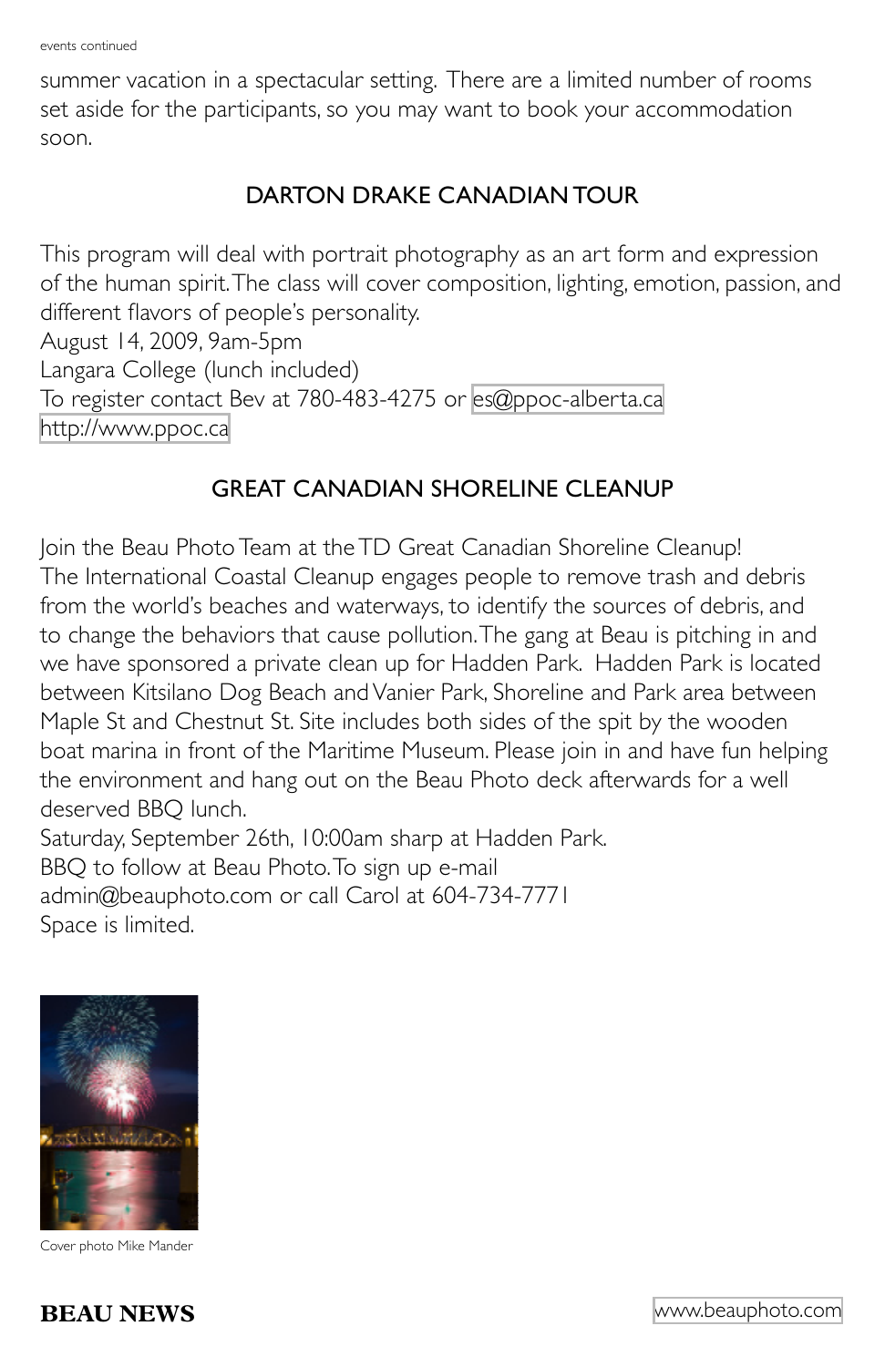summer vacation in a spectacular setting. There are a limited number of rooms set aside for the participants, so you may want to book your accommodation soon.

## DARTON DRAKE CANADIAN TOUR

This program will deal with portrait photography as an art form and expression of the human spirit. The class will cover composition, lighting, emotion, passion, and different flavors of people's personality.
August 14, 2009, 9am-5pm
Langara College (lunch included)
To register contact Bev at 780-483-4275 or es@ppoc-alberta.ca
http://www.ppoc.ca

## GREAT CANADIAN SHORELINE CLEANUP

Join the Beau Photo Team at the TD Great Canadian Shoreline Cleanup! The International Coastal Cleanup engages people to remove trash and debris from the world's beaches and waterways, to identify the sources of debris, and to change the behaviors that cause pollution. The gang at Beau is pitching in and we have sponsored a private clean up for Hadden Park. Hadden Park is located between Kitsilano Dog Beach and Vanier Park, Shoreline and Park area between Maple St and Chestnut St. Site includes both sides of the spit by the wooden boat marina in front of the Maritime Museum. Please join in and have fun helping the environment and hang out on the Beau Photo deck afterwards for a well deserved BBQ lunch.
Saturday, September 26th, 10:00am sharp at Hadden Park.
BBQ to follow at Beau Photo. To sign up e-mail admin@beauphoto.com or call Carol at 604-734-7771
Space is limited.

Cover photo Mike Mander